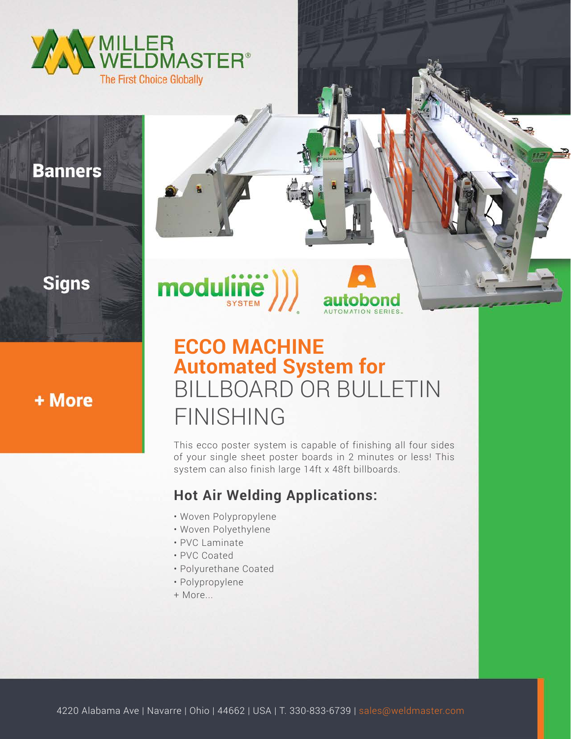MILLER WELDMASTER®

The First Choice Globally

**Banners**

**Signs**

**+ More**

moduline SYSTEM

autobond AUTOMATION SERIES

# ECCO MACHINE Automated System for BILLBOARD OR BULLETIN FINISHING

This ecco poster system is capable of finishing all four sides of your single sheet poster boards in 2 minutes or less! This system can also finish large 14ft x 48ft billboards.

## Hot Air Welding Applications:

- Woven Polypropylene
- Woven Polyethylene
- PVC Laminate
- PVC Coated
- Polyurethane Coated
- Polypropylene

+ More...

4220 Alabama Ave | Navarre | Ohio | 44662 | USA | T. 330-833-6739 | sales@weldmaster.com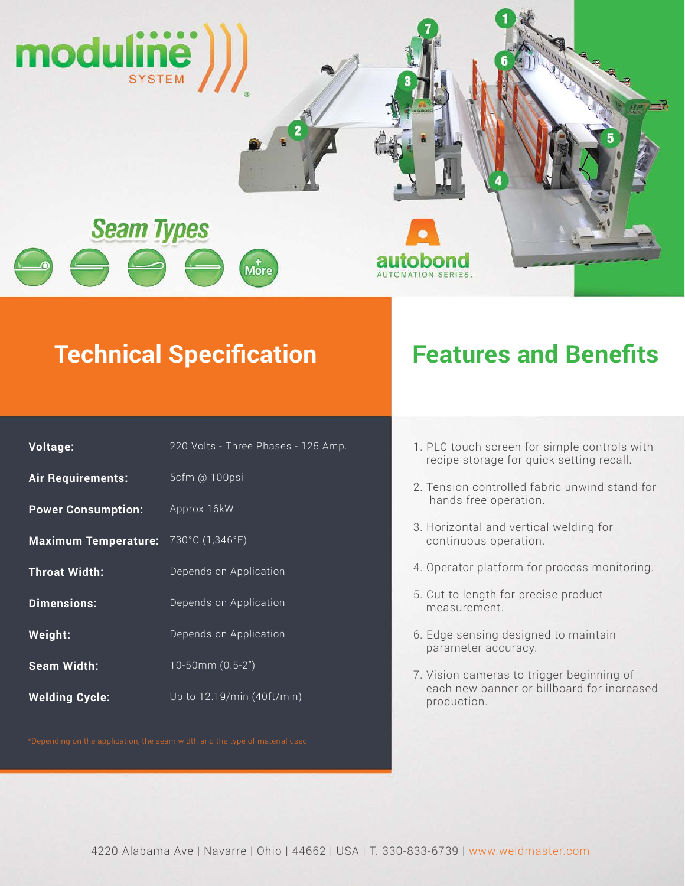moduline SYSTEM

## Seam Types

More

autobond AUTOMATION SERIES

## Technical Specification

| | |
|---|---|
| **Voltage:** | 220 Volts - Three Phases - 125 Amp. |
| **Air Requirements:** | 5cfm @ 100psi |
| **Power Consumption:** | Approx 16kW |
| **Maximum Temperature:** | 730°C (1,346°F) |
| **Throat Width:** | Depends on Application |
| **Dimensions:** | Depends on Application |
| **Weight:** | Depends on Application |
| **Seam Width:** | 10-50mm (0.5-2") |
| **Welding Cycle:** | Up to 12.19/min (40ft/min) |

*Depending on the application, the seam width and the type of material used

## Features and Benefits

1. PLC touch screen for simple controls with recipe storage for quick setting recall.
2. Tension controlled fabric unwind stand for hands free operation.
3. Horizontal and vertical welding for continuous operation.
4. Operator platform for process monitoring.
5. Cut to length for precise product measurement.
6. Edge sensing designed to maintain parameter accuracy.
7. Vision cameras to trigger beginning of each new banner or billboard for increased production.

4220 Alabama Ave | Navarre | Ohio | 44662 | USA | T. 330-833-6739 | www.weldmaster.com